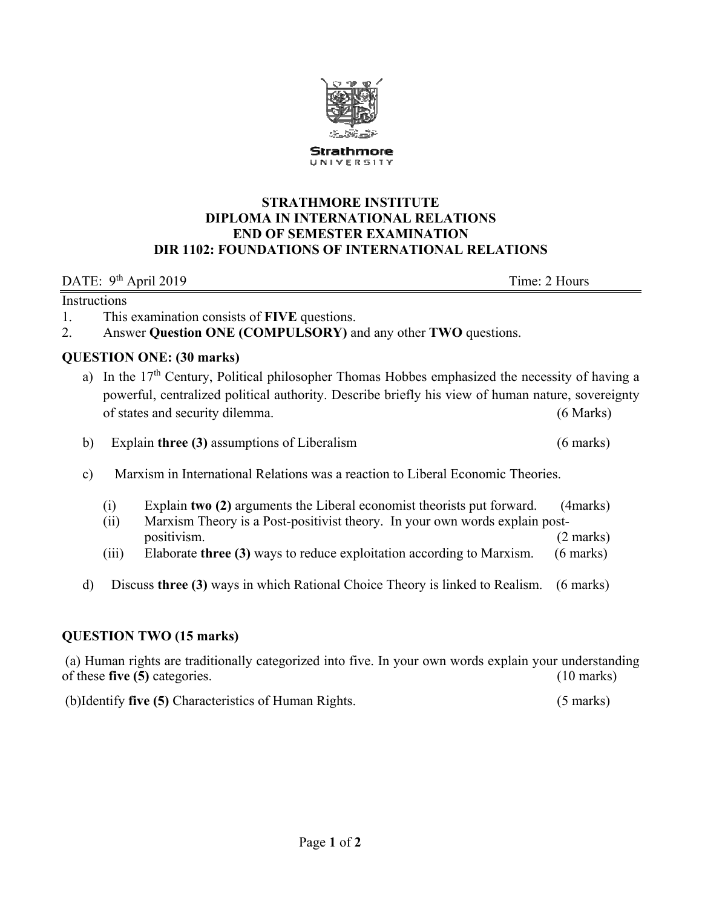Strathmore
UNIVERSITY

**STRATHMORE INSTITUTE**
**DIPLOMA IN INTERNATIONAL RELATIONS**
**END OF SEMESTER EXAMINATION**
**DIR 1102: FOUNDATIONS OF INTERNATIONAL RELATIONS**

DATE: 9th April 2019 Time: 2 Hours

Instructions

1. This examination consists of **FIVE** questions.
2. Answer **Question ONE (COMPULSORY)** and any other **TWO** questions.

## QUESTION ONE: (30 marks)

a) In the 17th Century, Political philosopher Thomas Hobbes emphasized the necessity of having a powerful, centralized political authority. Describe briefly his view of human nature, sovereignty of states and security dilemma. (6 Marks)

b) Explain **three (3)** assumptions of Liberalism (6 marks)

c) Marxism in International Relations was a reaction to Liberal Economic Theories.

(i) Explain **two (2)** arguments the Liberal economist theorists put forward. (4marks)

(ii) Marxism Theory is a Post-positivist theory. In your own words explain post-positivism. (2 marks)

(iii) Elaborate **three (3)** ways to reduce exploitation according to Marxism. (6 marks)

d) Discuss **three (3)** ways in which Rational Choice Theory is linked to Realism. (6 marks)

## QUESTION TWO (15 marks)

(a) Human rights are traditionally categorized into five. In your own words explain your understanding of these **five (5)** categories. (10 marks)

(b) Identify **five (5)** Characteristics of Human Rights. (5 marks)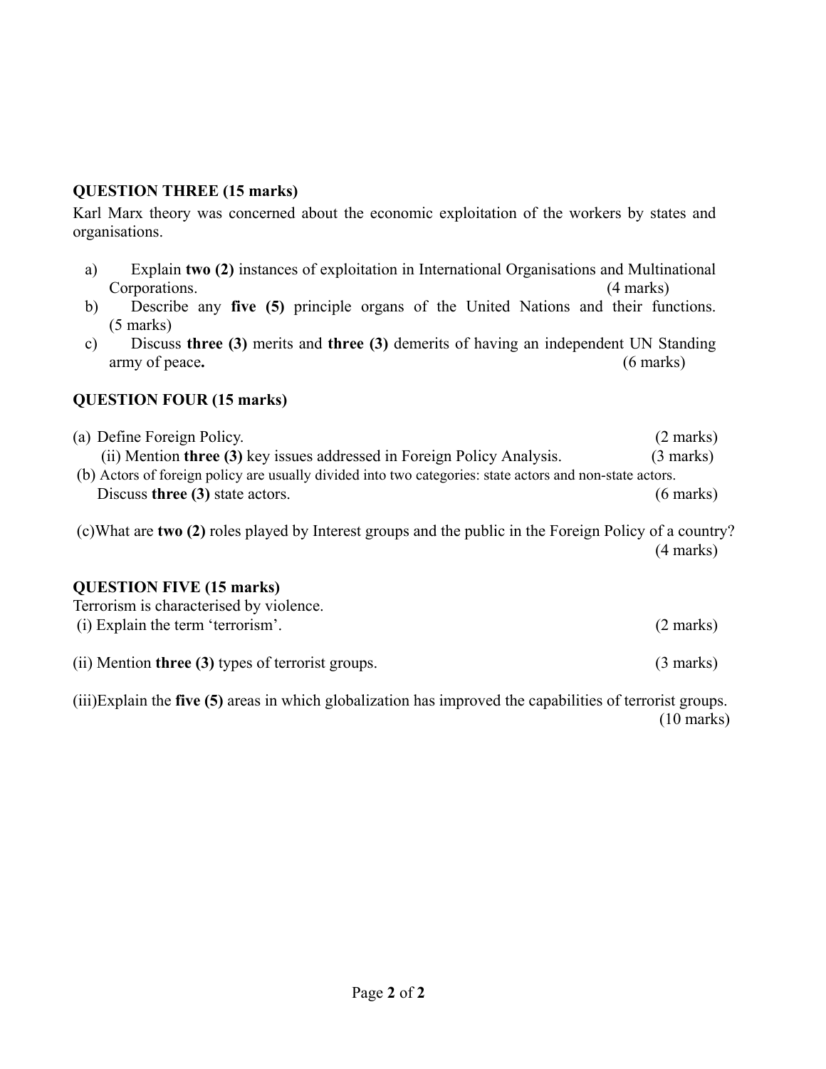**QUESTION THREE (15 marks)**

Karl Marx theory was concerned about the economic exploitation of the workers by states and organisations.

a) Explain **two (2)** instances of exploitation in International Organisations and Multinational Corporations. (4 marks)

b) Describe any **five (5)** principle organs of the United Nations and their functions. (5 marks)

c) Discuss **three (3)** merits and **three (3)** demerits of having an independent UN Standing army of peace**.** (6 marks)

**QUESTION FOUR (15 marks)**

(a) Define Foreign Policy. (2 marks)

(ii) Mention **three (3)** key issues addressed in Foreign Policy Analysis. (3 marks)

(b) Actors of foreign policy are usually divided into two categories: state actors and non-state actors. Discuss **three (3)** state actors. (6 marks)

(c)What are **two (2)** roles played by Interest groups and the public in the Foreign Policy of a country? (4 marks)

**QUESTION FIVE (15 marks)**

Terrorism is characterised by violence.

(i) Explain the term 'terrorism'. (2 marks)

(ii) Mention **three (3)** types of terrorist groups. (3 marks)

(iii)Explain the **five (5)** areas in which globalization has improved the capabilities of terrorist groups. (10 marks)